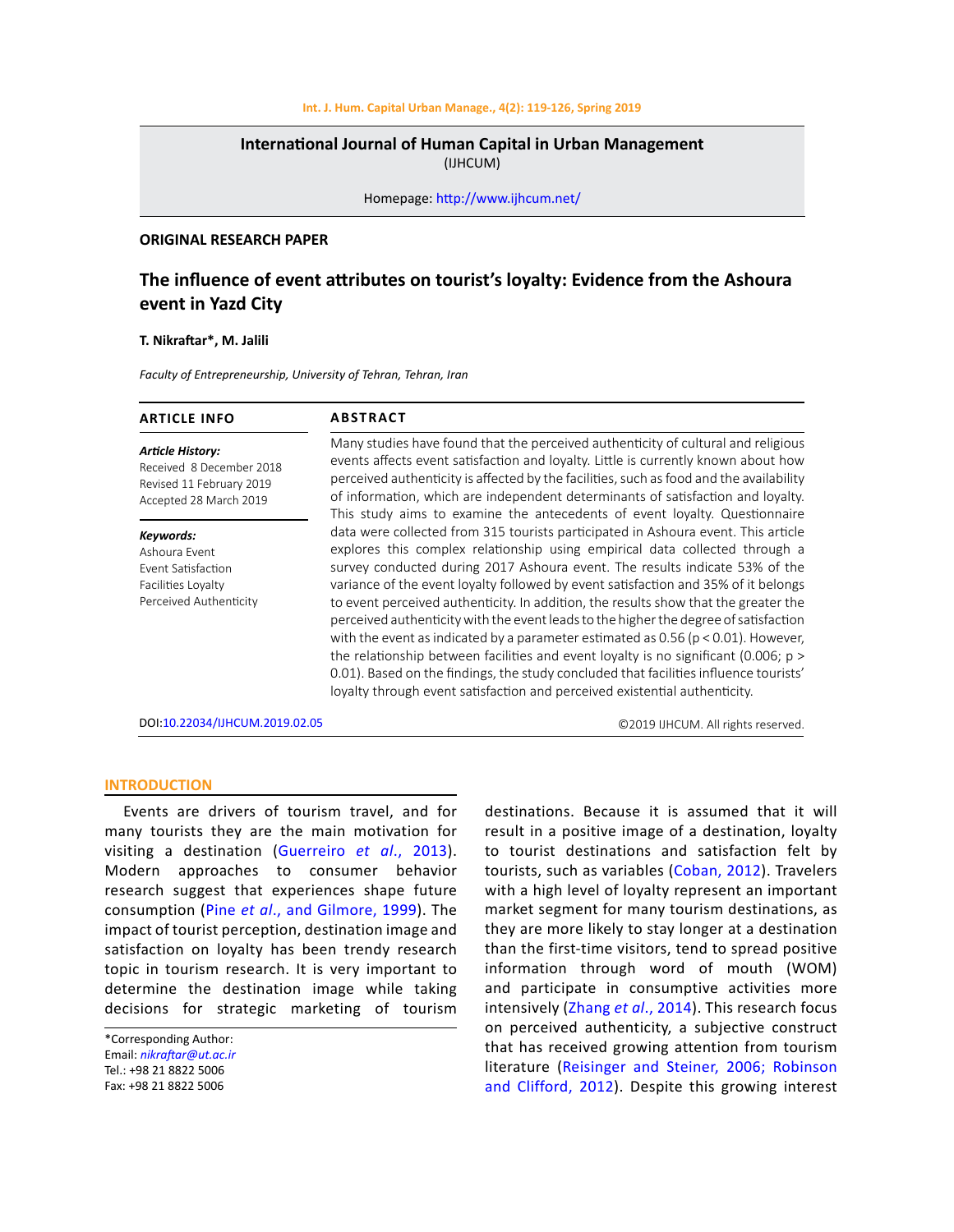**International Journal of Human Capital in Urban Management**
(IJHCUM)

Homepage: http://www.ijhcum.net/

**ORIGINAL RESEARCH PAPER**

# The influence of event attributes on tourist's loyalty: Evidence from the Ashoura event in Yazd City

**T. Nikraftar*, M. Jalili**

*Faculty of Entrepreneurship, University of Tehran, Tehran, Iran*

## ARTICLE INFO

***Article History:***
Received 8 December 2018
Revised 11 February 2019
Accepted 28 March 2019

***Keywords:***
Ashoura Event
Event Satisfaction
Facilities Loyalty
Perceived Authenticity

## ABSTRACT

Many studies have found that the perceived authenticity of cultural and religious events affects event satisfaction and loyalty. Little is currently known about how perceived authenticity is affected by the facilities, such as food and the availability of information, which are independent determinants of satisfaction and loyalty. This study aims to examine the antecedents of event loyalty. Questionnaire data were collected from 315 tourists participated in Ashoura event. This article explores this complex relationship using empirical data collected through a survey conducted during 2017 Ashoura event. The results indicate 53% of the variance of the event loyalty followed by event satisfaction and 35% of it belongs to event perceived authenticity. In addition, the results show that the greater the perceived authenticity with the event leads to the higher the degree of satisfaction with the event as indicated by a parameter estimated as 0.56 ($p < 0.01$). However, the relationship between facilities and event loyalty is no significant (0.006; $p > 0.01$). Based on the findings, the study concluded that facilities influence tourists' loyalty through event satisfaction and perceived existential authenticity.

DOI:10.22034/IJHCUM.2019.02.05

©2019 IJHCUM. All rights reserved.

## INTRODUCTION

Events are drivers of tourism travel, and for many tourists they are the main motivation for visiting a destination (Guerreiro *et al*., 2013). Modern approaches to consumer behavior research suggest that experiences shape future consumption (Pine *et al*., and Gilmore, 1999). The impact of tourist perception, destination image and satisfaction on loyalty has been trendy research topic in tourism research. It is very important to determine the destination image while taking decisions for strategic marketing of tourism destinations. Because it is assumed that it will result in a positive image of a destination, loyalty to tourist destinations and satisfaction felt by tourists, such as variables (Coban, 2012). Travelers with a high level of loyalty represent an important market segment for many tourism destinations, as they are more likely to stay longer at a destination than the first-time visitors, tend to spread positive information through word of mouth (WOM) and participate in consumptive activities more intensively (Zhang *et al*., 2014). This research focus on perceived authenticity, a subjective construct that has received growing attention from tourism literature (Reisinger and Steiner, 2006; Robinson and Clifford, 2012). Despite this growing interest

*Corresponding Author:
Email: *nikraftar@ut.ac.ir*
Tel.: +98 21 8822 5006
Fax: +98 21 8822 5006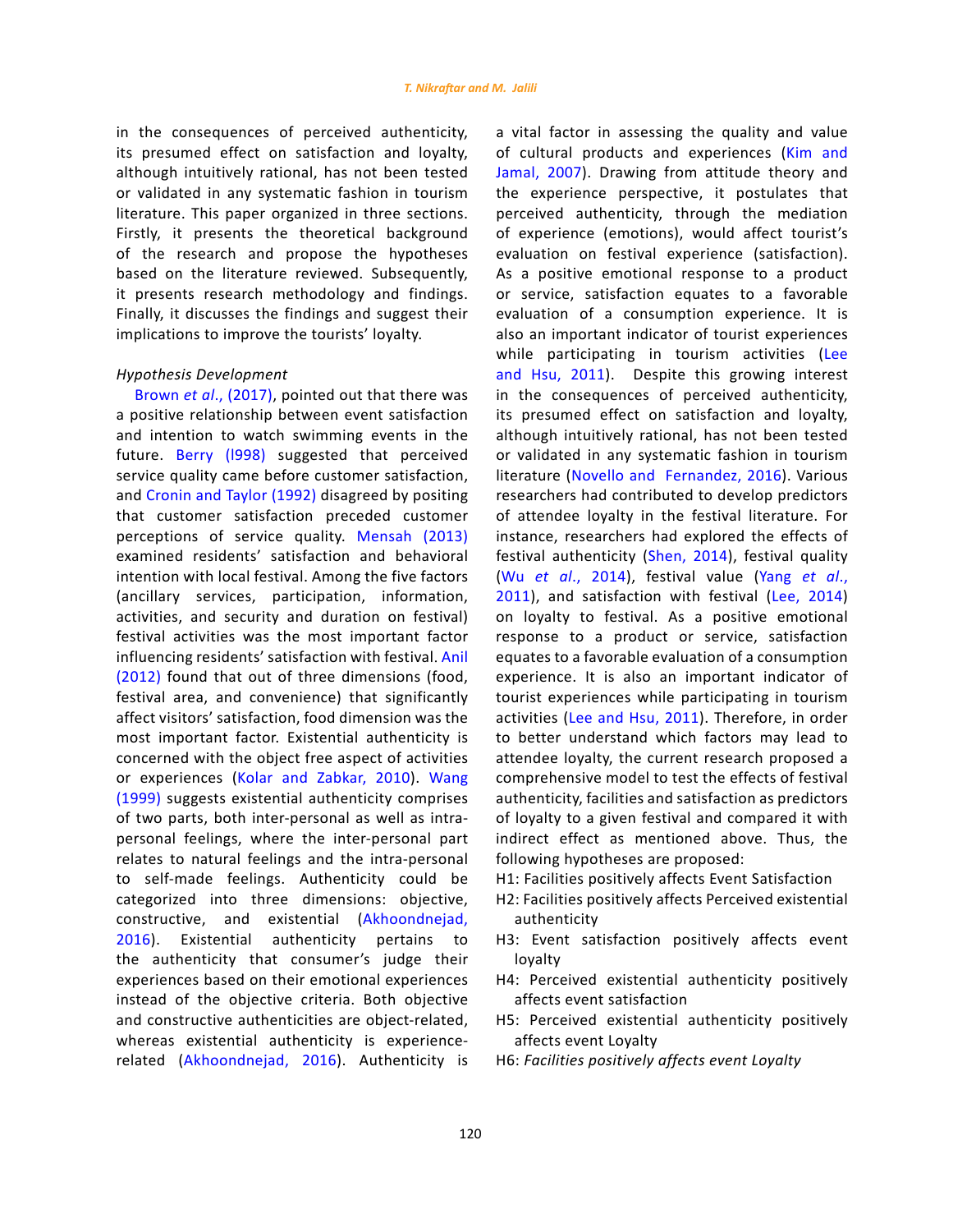in the consequences of perceived authenticity, its presumed effect on satisfaction and loyalty, although intuitively rational, has not been tested or validated in any systematic fashion in tourism literature. This paper organized in three sections. Firstly, it presents the theoretical background of the research and propose the hypotheses based on the literature reviewed. Subsequently, it presents research methodology and findings. Finally, it discusses the findings and suggest their implications to improve the tourists' loyalty.

### *Hypothesis Development*

Brown *et al*., (2017), pointed out that there was a positive relationship between event satisfaction and intention to watch swimming events in the future. Berry (l998) suggested that perceived service quality came before customer satisfaction, and Cronin and Taylor (1992) disagreed by positing that customer satisfaction preceded customer perceptions of service quality. Mensah (2013) examined residents' satisfaction and behavioral intention with local festival. Among the five factors (ancillary services, participation, information, activities, and security and duration on festival) festival activities was the most important factor influencing residents' satisfaction with festival. Anil (2012) found that out of three dimensions (food, festival area, and convenience) that significantly affect visitors' satisfaction, food dimension was the most important factor. Existential authenticity is concerned with the object free aspect of activities or experiences (Kolar and Zabkar, 2010). Wang (1999) suggests existential authenticity comprises of two parts, both inter-personal as well as intra-personal feelings, where the inter-personal part relates to natural feelings and the intra-personal to self-made feelings. Authenticity could be categorized into three dimensions: objective, constructive, and existential (Akhoondnejad, 2016). Existential authenticity pertains to the authenticity that consumer's judge their experiences based on their emotional experiences instead of the objective criteria. Both objective and constructive authenticities are object-related, whereas existential authenticity is experience-related (Akhoondnejad, 2016). Authenticity is a vital factor in assessing the quality and value of cultural products and experiences (Kim and Jamal, 2007). Drawing from attitude theory and the experience perspective, it postulates that perceived authenticity, through the mediation of experience (emotions), would affect tourist's evaluation on festival experience (satisfaction). As a positive emotional response to a product or service, satisfaction equates to a favorable evaluation of a consumption experience. It is also an important indicator of tourist experiences while participating in tourism activities (Lee and Hsu, 2011). Despite this growing interest in the consequences of perceived authenticity, its presumed effect on satisfaction and loyalty, although intuitively rational, has not been tested or validated in any systematic fashion in tourism literature (Novello and Fernandez, 2016). Various researchers had contributed to develop predictors of attendee loyalty in the festival literature. For instance, researchers had explored the effects of festival authenticity (Shen, 2014), festival quality (Wu *et al*., 2014), festival value (Yang *et al*., 2011), and satisfaction with festival (Lee, 2014) on loyalty to festival. As a positive emotional response to a product or service, satisfaction equates to a favorable evaluation of a consumption experience. It is also an important indicator of tourist experiences while participating in tourism activities (Lee and Hsu, 2011). Therefore, in order to better understand which factors may lead to attendee loyalty, the current research proposed a comprehensive model to test the effects of festival authenticity, facilities and satisfaction as predictors of loyalty to a given festival and compared it with indirect effect as mentioned above. Thus, the following hypotheses are proposed:

H1: Facilities positively affects Event Satisfaction

H2: Facilities positively affects Perceived existential authenticity

H3: Event satisfaction positively affects event loyalty

H4: Perceived existential authenticity positively affects event satisfaction

H5: Perceived existential authenticity positively affects event Loyalty

H6: *Facilities positively affects event Loyalty*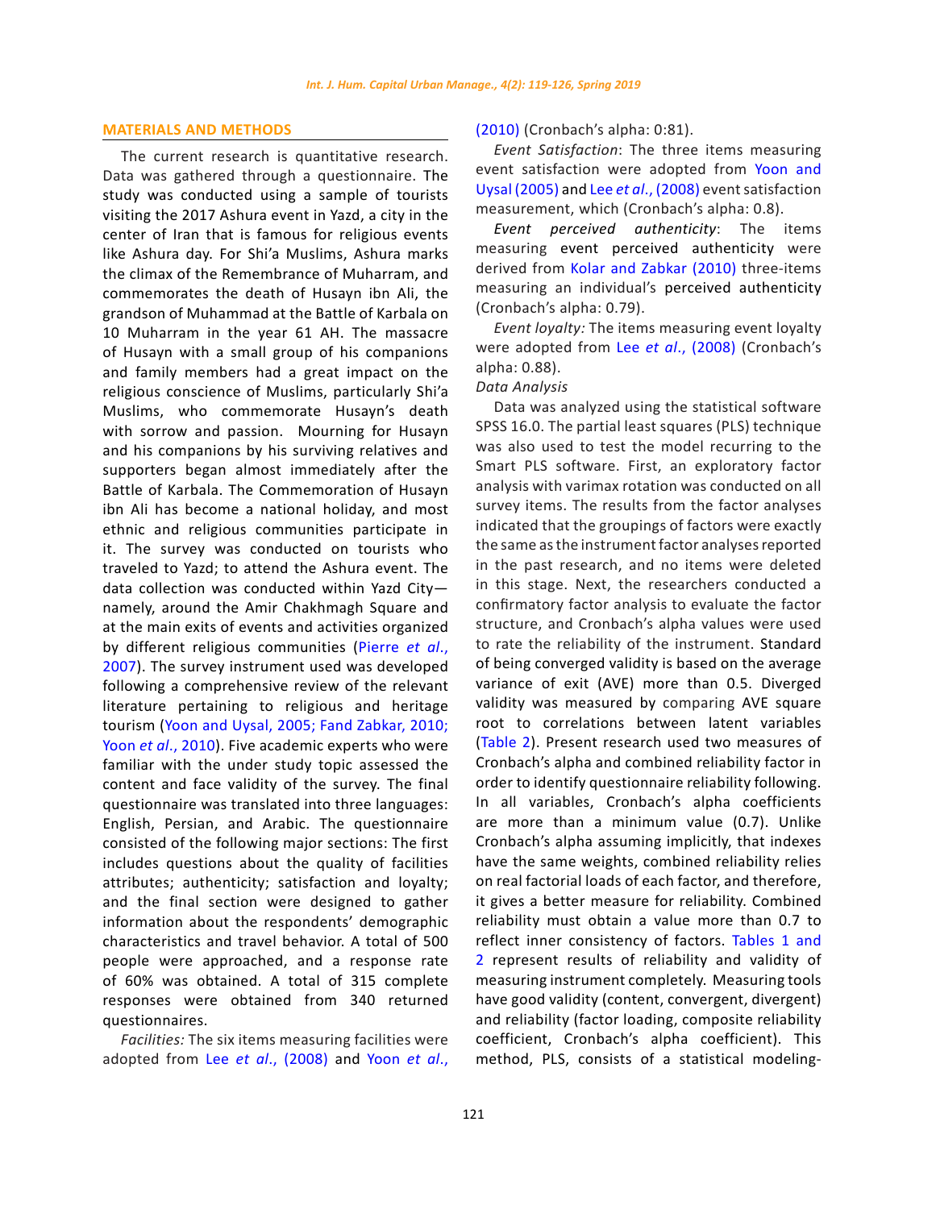## MATERIALS AND METHODS

The current research is quantitative research. Data was gathered through a questionnaire. The study was conducted using a sample of tourists visiting the 2017 Ashura event in Yazd, a city in the center of Iran that is famous for religious events like Ashura day. For Shi'a Muslims, Ashura marks the climax of the Remembrance of Muharram, and commemorates the death of Husayn ibn Ali, the grandson of Muhammad at the Battle of Karbala on 10 Muharram in the year 61 AH. The massacre of Husayn with a small group of his companions and family members had a great impact on the religious conscience of Muslims, particularly Shi'a Muslims, who commemorate Husayn's death with sorrow and passion. Mourning for Husayn and his companions by his surviving relatives and supporters began almost immediately after the Battle of Karbala. The Commemoration of Husayn ibn Ali has become a national holiday, and most ethnic and religious communities participate in it. The survey was conducted on tourists who traveled to Yazd; to attend the Ashura event. The data collection was conducted within Yazd City—namely, around the Amir Chakhmagh Square and at the main exits of events and activities organized by different religious communities (Pierre *et al*., 2007). The survey instrument used was developed following a comprehensive review of the relevant literature pertaining to religious and heritage tourism (Yoon and Uysal, 2005; Fand Zabkar, 2010; Yoon *et al*., 2010). Five academic experts who were familiar with the under study topic assessed the content and face validity of the survey. The final questionnaire was translated into three languages: English, Persian, and Arabic. The questionnaire consisted of the following major sections: The first includes questions about the quality of facilities attributes; authenticity; satisfaction and loyalty; and the final section were designed to gather information about the respondents' demographic characteristics and travel behavior. A total of 500 people were approached, and a response rate of 60% was obtained. A total of 315 complete responses were obtained from 340 returned questionnaires.

*Facilities:* The six items measuring facilities were adopted from Lee *et al*., (2008) and Yoon *et al*., (2010) (Cronbach's alpha: 0:81).

*Event Satisfaction*: The three items measuring event satisfaction were adopted from Yoon and Uysal (2005) and Lee *et al*., (2008) event satisfaction measurement, which (Cronbach's alpha: 0.8).

*Event perceived authenticity*: The items measuring event perceived authenticity were derived from Kolar and Zabkar (2010) three-items measuring an individual's perceived authenticity (Cronbach's alpha: 0.79).

*Event loyalty:* The items measuring event loyalty were adopted from Lee *et al*., (2008) (Cronbach's alpha: 0.88).

*Data Analysis*

Data was analyzed using the statistical software SPSS 16.0. The partial least squares (PLS) technique was also used to test the model recurring to the Smart PLS software. First, an exploratory factor analysis with varimax rotation was conducted on all survey items. The results from the factor analyses indicated that the groupings of factors were exactly the same as the instrument factor analyses reported in the past research, and no items were deleted in this stage. Next, the researchers conducted a confirmatory factor analysis to evaluate the factor structure, and Cronbach's alpha values were used to rate the reliability of the instrument. Standard of being converged validity is based on the average variance of exit (AVE) more than 0.5. Diverged validity was measured by comparing AVE square root to correlations between latent variables (Table 2). Present research used two measures of Cronbach's alpha and combined reliability factor in order to identify questionnaire reliability following. In all variables, Cronbach's alpha coefficients are more than a minimum value (0.7). Unlike Cronbach's alpha assuming implicitly, that indexes have the same weights, combined reliability relies on real factorial loads of each factor, and therefore, it gives a better measure for reliability. Combined reliability must obtain a value more than 0.7 to reflect inner consistency of factors. Tables 1 and 2 represent results of reliability and validity of measuring instrument completely. Measuring tools have good validity (content, convergent, divergent) and reliability (factor loading, composite reliability coefficient, Cronbach's alpha coefficient). This method, PLS, consists of a statistical modeling-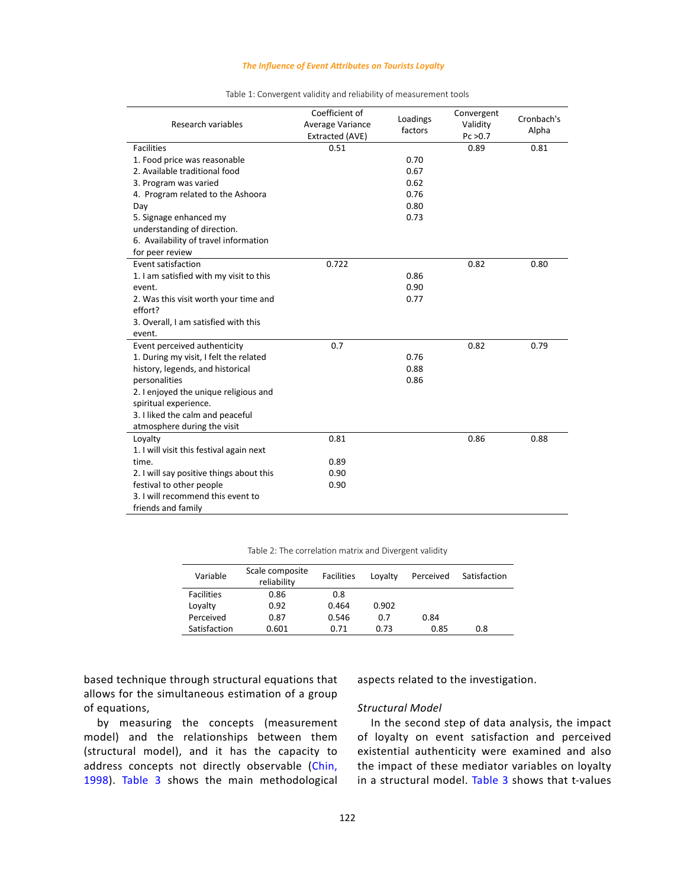Table 1: Convergent validity and reliability of measurement tools

| Research variables | Coefficient of Average Variance Extracted (AVE) | Loadings factors | Convergent Validity Pc >0.7 | Cronbach's Alpha |
|---|---|---|---|---|
| Facilities | 0.51 | | 0.89 | 0.81 |
| 1. Food price was reasonable | | 0.70 | | |
| 2. Available traditional food | | 0.67 | | |
| 3. Program was varied | | 0.62 | | |
| 4. Program related to the Ashoora Day | | 0.76 | | |
| 5. Signage enhanced my understanding of direction. | | 0.80 | | |
| 6. Availability of travel information for peer review | | 0.73 | | |
| Event satisfaction | 0.722 | | 0.82 | 0.80 |
| 1. I am satisfied with my visit to this event. | | 0.86 | | |
| 2. Was this visit worth your time and effort? | | 0.90 | | |
| 3. Overall, I am satisfied with this event. | | 0.77 | | |
| Event perceived authenticity | 0.7 | | 0.82 | 0.79 |
| 1. During my visit, I felt the related history, legends, and historical personalities | | 0.76 | | |
| 2. I enjoyed the unique religious and spiritual experience. | | 0.88 | | |
| 3. I liked the calm and peaceful atmosphere during the visit | | 0.86 | | |
| Loyalty | 0.81 | | 0.86 | 0.88 |
| 1. I will visit this festival again next time. | 0.89 | | | |
| 2. I will say positive things about this festival to other people | 0.90 | | | |
| 3. I will recommend this event to friends and family | 0.90 | | | |

Table 2: The correlation matrix and Divergent validity

| Variable | Scale composite reliability | Facilities | Loyalty | Perceived | Satisfaction |
|---|---|---|---|---|---|
| Facilities | 0.86 | 0.8 | | | |
| Loyalty | 0.92 | 0.464 | 0.902 | | |
| Perceived | 0.87 | 0.546 | 0.7 | 0.84 | |
| Satisfaction | 0.601 | 0.71 | 0.73 | 0.85 | 0.8 |

based technique through structural equations that allows for the simultaneous estimation of a group of equations,

by measuring the concepts (measurement model) and the relationships between them (structural model), and it has the capacity to address concepts not directly observable (Chin, 1998). Table 3 shows the main methodological aspects related to the investigation.

### *Structural Model*

In the second step of data analysis, the impact of loyalty on event satisfaction and perceived existential authenticity were examined and also the impact of these mediator variables on loyalty in a structural model. Table 3 shows that t-values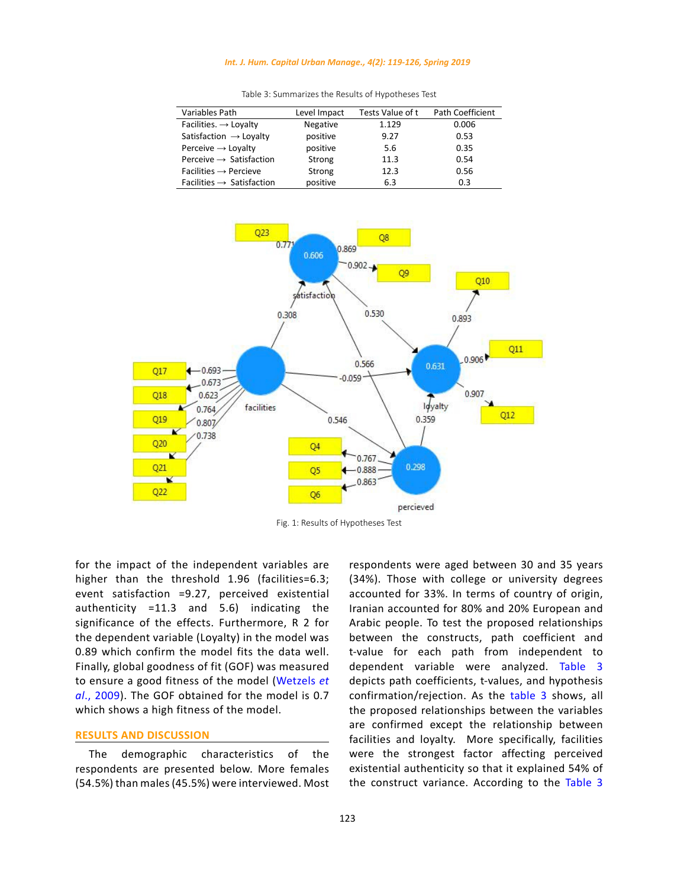Table 3: Summarizes the Results of Hypotheses Test

| Variables Path | Level Impact | Tests Value of t | Path Coefficient |
|---|---|---|---|
| Facilities. → Loyalty | Negative | 1.129 | 0.006 |
| Satisfaction → Loyalty | positive | 9.27 | 0.53 |
| Perceive → Loyalty | positive | 5.6 | 0.35 |
| Perceive → Satisfaction | Strong | 11.3 | 0.54 |
| Facilities → Percieve | Strong | 12.3 | 0.56 |
| Facilities → Satisfaction | positive | 6.3 | 0.3 |

Fig. 1: Results of Hypotheses Test

for the impact of the independent variables are higher than the threshold 1.96 (facilities=6.3; event satisfaction =9.27, perceived existential authenticity =11.3 and 5.6) indicating the significance of the effects. Furthermore, R 2 for the dependent variable (Loyalty) in the model was 0.89 which confirm the model fits the data well. Finally, global goodness of fit (GOF) was measured to ensure a good fitness of the model (Wetzels *et al*., 2009). The GOF obtained for the model is 0.7 which shows a high fitness of the model.

## RESULTS AND DISCUSSION

The demographic characteristics of the respondents are presented below. More females (54.5%) than males (45.5%) were interviewed. Most respondents were aged between 30 and 35 years (34%). Those with college or university degrees accounted for 33%. In terms of country of origin, Iranian accounted for 80% and 20% European and Arabic people. To test the proposed relationships between the constructs, path coefficient and t-value for each path from independent to dependent variable were analyzed. Table 3 depicts path coefficients, t-values, and hypothesis confirmation/rejection. As the table 3 shows, all the proposed relationships between the variables are confirmed except the relationship between facilities and loyalty. More specifically, facilities were the strongest factor affecting perceived existential authenticity so that it explained 54% of the construct variance. According to the Table 3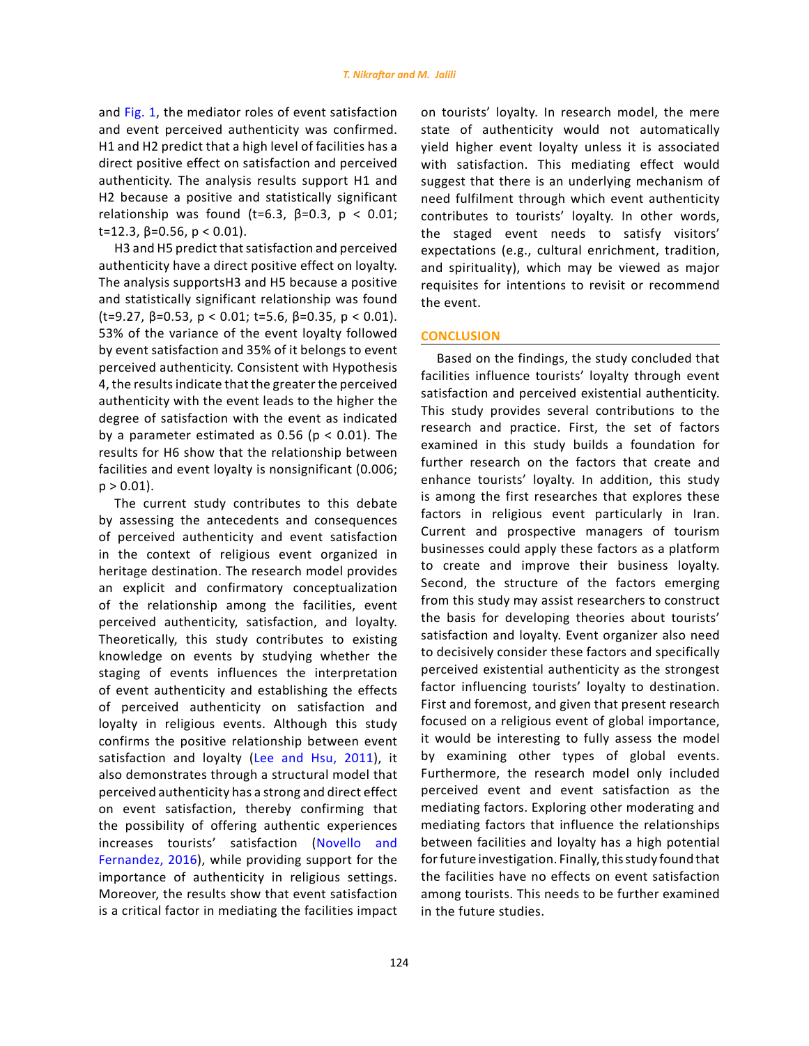and Fig. 1, the mediator roles of event satisfaction and event perceived authenticity was confirmed. H1 and H2 predict that a high level of facilities has a direct positive effect on satisfaction and perceived authenticity. The analysis results support H1 and H2 because a positive and statistically significant relationship was found (t=6.3, β=0.3, $p < 0.01$; t=12.3, β=0.56, $p < 0.01$).

H3 and H5 predict that satisfaction and perceived authenticity have a direct positive effect on loyalty. The analysis supportsH3 and H5 because a positive and statistically significant relationship was found (t=9.27, β=0.53, $p < 0.01$; t=5.6, β=0.35, $p < 0.01$). 53% of the variance of the event loyalty followed by event satisfaction and 35% of it belongs to event perceived authenticity. Consistent with Hypothesis 4, the results indicate that the greater the perceived authenticity with the event leads to the higher the degree of satisfaction with the event as indicated by a parameter estimated as 0.56 ($p < 0.01$). The results for H6 show that the relationship between facilities and event loyalty is nonsignificant (0.006; $p > 0.01$).

The current study contributes to this debate by assessing the antecedents and consequences of perceived authenticity and event satisfaction in the context of religious event organized in heritage destination. The research model provides an explicit and confirmatory conceptualization of the relationship among the facilities, event perceived authenticity, satisfaction, and loyalty. Theoretically, this study contributes to existing knowledge on events by studying whether the staging of events influences the interpretation of event authenticity and establishing the effects of perceived authenticity on satisfaction and loyalty in religious events. Although this study confirms the positive relationship between event satisfaction and loyalty (Lee and Hsu, 2011), it also demonstrates through a structural model that perceived authenticity has a strong and direct effect on event satisfaction, thereby confirming that the possibility of offering authentic experiences increases tourists' satisfaction (Novello and Fernandez, 2016), while providing support for the importance of authenticity in religious settings. Moreover, the results show that event satisfaction is a critical factor in mediating the facilities impact on tourists' loyalty. In research model, the mere state of authenticity would not automatically yield higher event loyalty unless it is associated with satisfaction. This mediating effect would suggest that there is an underlying mechanism of need fulfilment through which event authenticity contributes to tourists' loyalty. In other words, the staged event needs to satisfy visitors' expectations (e.g., cultural enrichment, tradition, and spirituality), which may be viewed as major requisites for intentions to revisit or recommend the event.

## CONCLUSION

Based on the findings, the study concluded that facilities influence tourists' loyalty through event satisfaction and perceived existential authenticity. This study provides several contributions to the research and practice. First, the set of factors examined in this study builds a foundation for further research on the factors that create and enhance tourists' loyalty. In addition, this study is among the first researches that explores these factors in religious event particularly in Iran. Current and prospective managers of tourism businesses could apply these factors as a platform to create and improve their business loyalty. Second, the structure of the factors emerging from this study may assist researchers to construct the basis for developing theories about tourists' satisfaction and loyalty. Event organizer also need to decisively consider these factors and specifically perceived existential authenticity as the strongest factor influencing tourists' loyalty to destination. First and foremost, and given that present research focused on a religious event of global importance, it would be interesting to fully assess the model by examining other types of global events. Furthermore, the research model only included perceived event and event satisfaction as the mediating factors. Exploring other moderating and mediating factors that influence the relationships between facilities and loyalty has a high potential for future investigation. Finally, this study found that the facilities have no effects on event satisfaction among tourists. This needs to be further examined in the future studies.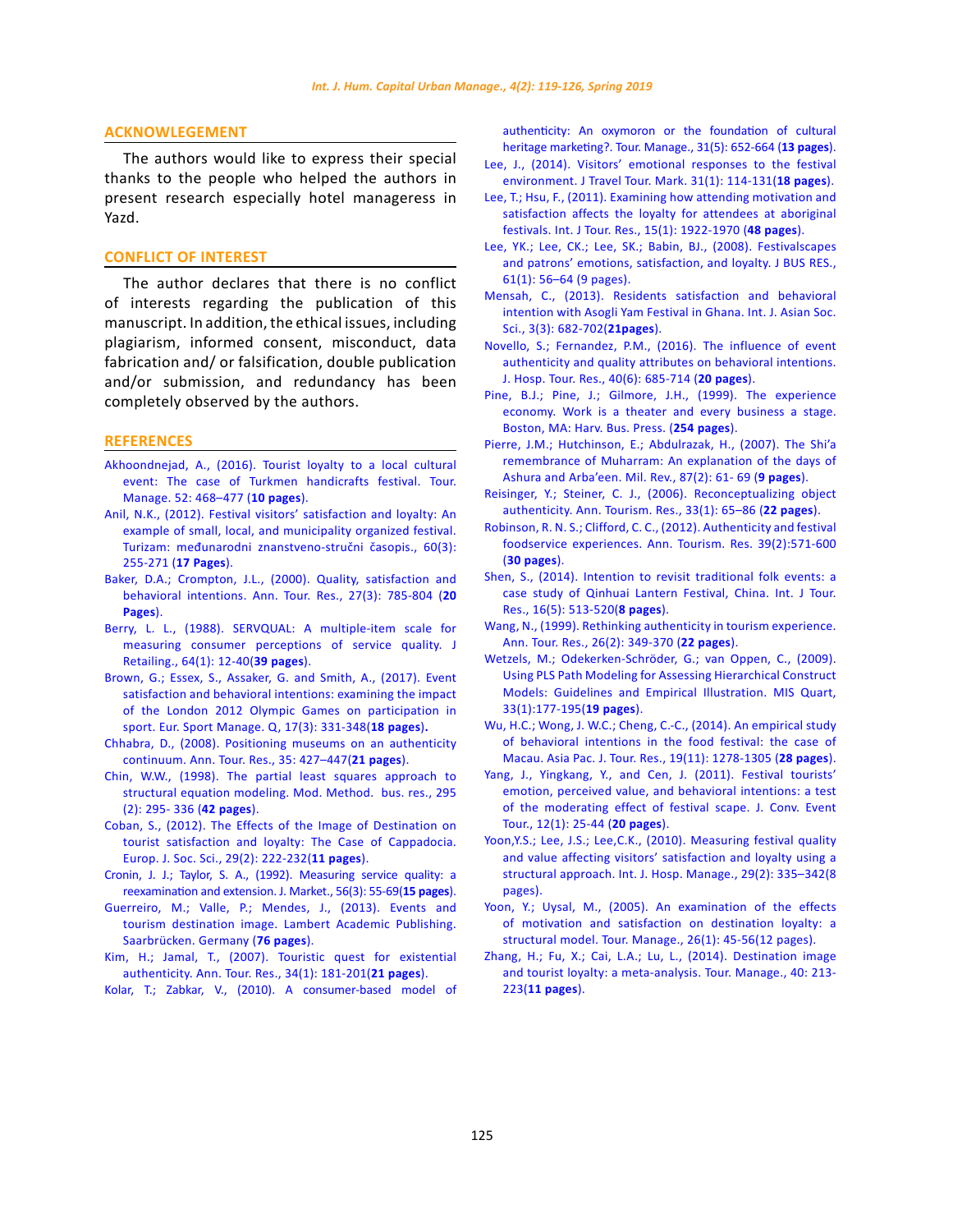## ACKNOWLEGEMENT

The authors would like to express their special thanks to the people who helped the authors in present research especially hotel manageress in Yazd.

## CONFLICT OF INTEREST

The author declares that there is no conflict of interests regarding the publication of this manuscript. In addition, the ethical issues, including plagiarism, informed consent, misconduct, data fabrication and/ or falsification, double publication and/or submission, and redundancy has been completely observed by the authors.

## REFERENCES

Akhoondnejad, A., (2016). Tourist loyalty to a local cultural event: The case of Turkmen handicrafts festival. Tour. Manage. 52: 468–477 (**10 pages**).

Anil, N.K., (2012). Festival visitors' satisfaction and loyalty: An example of small, local, and municipality organized festival. Turizam: međunarodni znanstveno-stručni časopis., 60(3): 255-271 (**17 Pages**).

Baker, D.A.; Crompton, J.L., (2000). Quality, satisfaction and behavioral intentions. Ann. Tour. Res., 27(3): 785-804 (**20 Pages**).

Berry, L. L., (1988). SERVQUAL: A multiple-item scale for measuring consumer perceptions of service quality. J Retailing., 64(1): 12-40(**39 pages**).

Brown, G.; Essex, S., Assaker, G. and Smith, A., (2017). Event satisfaction and behavioral intentions: examining the impact of the London 2012 Olympic Games on participation in sport. Eur. Sport Manage. Q, 17(3): 331-348(**18 pages**).

Chhabra, D., (2008). Positioning museums on an authenticity continuum. Ann. Tour. Res., 35: 427–447(**21 pages**).

Chin, W.W., (1998). The partial least squares approach to structural equation modeling. Mod. Method. bus. res., 295 (2): 295- 336 (**42 pages**).

Coban, S., (2012). The Effects of the Image of Destination on tourist satisfaction and loyalty: The Case of Cappadocia. Europ. J. Soc. Sci., 29(2): 222-232(**11 pages**).

Cronin, J. J.; Taylor, S. A., (1992). Measuring service quality: a reexamination and extension. J. Market., 56(3): 55-69(**15 pages**).

Guerreiro, M.; Valle, P.; Mendes, J., (2013). Events and tourism destination image. Lambert Academic Publishing. Saarbrücken. Germany (**76 pages**).

Kim, H.; Jamal, T., (2007). Touristic quest for existential authenticity. Ann. Tour. Res., 34(1): 181-201(**21 pages**).

Kolar, T.; Zabkar, V., (2010). A consumer-based model of authenticity: An oxymoron or the foundation of cultural heritage marketing?. Tour. Manage., 31(5): 652-664 (**13 pages**).

Lee, J., (2014). Visitors' emotional responses to the festival environment. J Travel Tour. Mark. 31(1): 114-131(**18 pages**).

Lee, T.; Hsu, F., (2011). Examining how attending motivation and satisfaction affects the loyalty for attendees at aboriginal festivals. Int. J Tour. Res., 15(1): 1922-1970 (**48 pages**).

Lee, YK.; Lee, CK.; Lee, SK.; Babin, BJ., (2008). Festivalscapes and patrons' emotions, satisfaction, and loyalty. J BUS RES., 61(1): 56–64 (9 pages).

Mensah, C., (2013). Residents satisfaction and behavioral intention with Asogli Yam Festival in Ghana. Int. J. Asian Soc. Sci., 3(3): 682-702(**21pages**).

Novello, S.; Fernandez, P.M., (2016). The influence of event authenticity and quality attributes on behavioral intentions. J. Hosp. Tour. Res., 40(6): 685-714 (**20 pages**).

Pine, B.J.; Pine, J.; Gilmore, J.H., (1999). The experience economy. Work is a theater and every business a stage. Boston, MA: Harv. Bus. Press. (**254 pages**).

Pierre, J.M.; Hutchinson, E.; Abdulrazak, H., (2007). The Shi'a remembrance of Muharram: An explanation of the days of Ashura and Arba'een. Mil. Rev., 87(2): 61- 69 (**9 pages**).

Reisinger, Y.; Steiner, C. J., (2006). Reconceptualizing object authenticity. Ann. Tourism. Res., 33(1): 65–86 (**22 pages**).

Robinson, R. N. S.; Clifford, C. C., (2012). Authenticity and festival foodservice experiences. Ann. Tourism. Res. 39(2):571-600 (**30 pages**).

Shen, S., (2014). Intention to revisit traditional folk events: a case study of Qinhuai Lantern Festival, China. Int. J Tour. Res., 16(5): 513-520(**8 pages**).

Wang, N., (1999). Rethinking authenticity in tourism experience. Ann. Tour. Res., 26(2): 349-370 (**22 pages**).

Wetzels, M.; Odekerken-Schröder, G.; van Oppen, C., (2009). Using PLS Path Modeling for Assessing Hierarchical Construct Models: Guidelines and Empirical Illustration. MIS Quart, 33(1):177-195(**19 pages**).

Wu, H.C.; Wong, J. W.C.; Cheng, C.-C., (2014). An empirical study of behavioral intentions in the food festival: the case of Macau. Asia Pac. J. Tour. Res., 19(11): 1278-1305 (**28 pages**).

Yang, J., Yingkang, Y., and Cen, J. (2011). Festival tourists' emotion, perceived value, and behavioral intentions: a test of the moderating effect of festival scape. J. Conv. Event Tour., 12(1): 25-44 (**20 pages**).

Yoon,Y.S.; Lee, J.S.; Lee,C.K., (2010). Measuring festival quality and value affecting visitors' satisfaction and loyalty using a structural approach. Int. J. Hosp. Manage., 29(2): 335–342(8 pages).

Yoon, Y.; Uysal, M., (2005). An examination of the effects of motivation and satisfaction on destination loyalty: a structural model. Tour. Manage., 26(1): 45-56(12 pages).

Zhang, H.; Fu, X.; Cai, L.A.; Lu, L., (2014). Destination image and tourist loyalty: a meta-analysis. Tour. Manage., 40: 213-223(**11 pages**).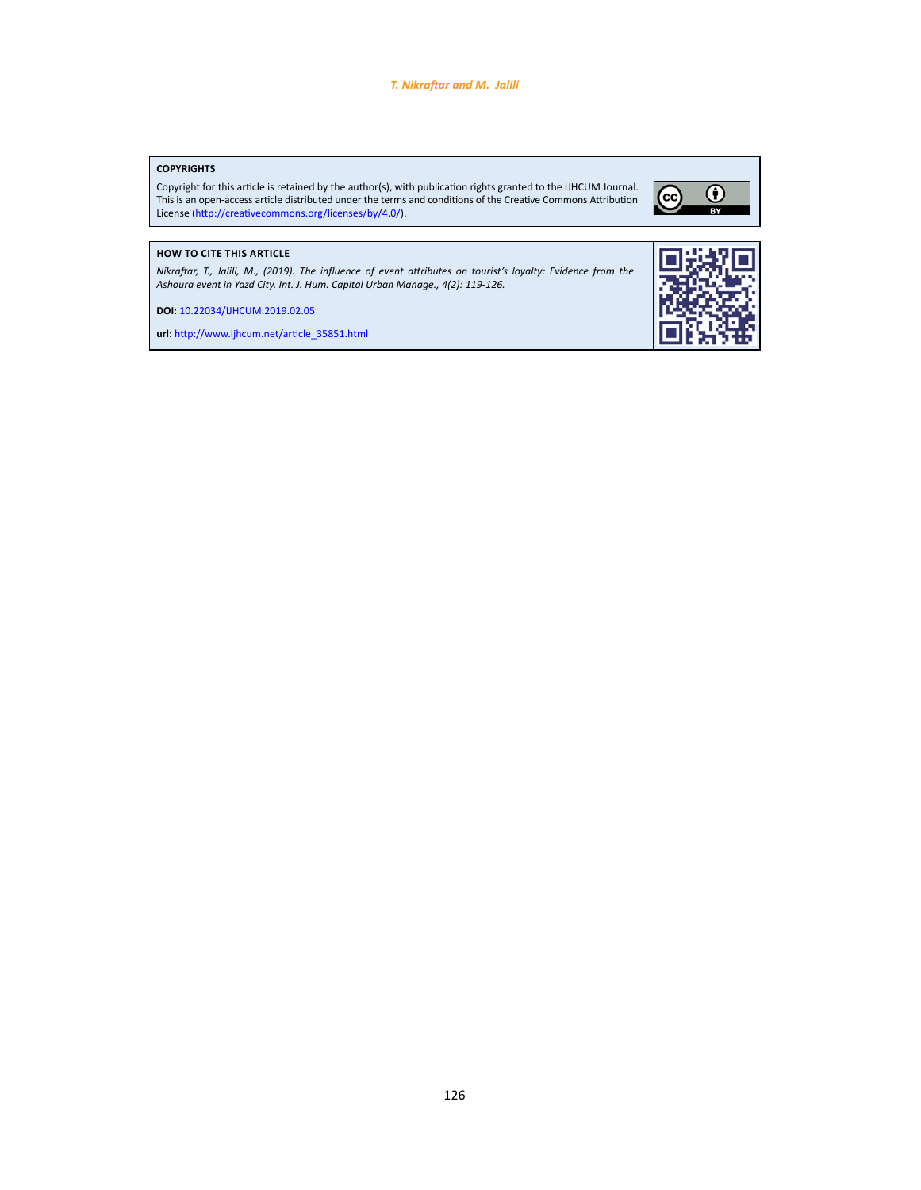**COPYRIGHTS**

Copyright for this article is retained by the author(s), with publication rights granted to the IJHCUM Journal. This is an open-access article distributed under the terms and conditions of the Creative Commons Attribution License (http://creativecommons.org/licenses/by/4.0/).

**HOW TO CITE THIS ARTICLE**

*Nikraftar, T., Jalili, M., (2019). The influence of event attributes on tourist's loyalty: Evidence from the Ashoura event in Yazd City. Int. J. Hum. Capital Urban Manage., 4(2): 119-126.*

**DOI:** 10.22034/IJHCUM.2019.02.05

**url:** http://www.ijhcum.net/article_35851.html